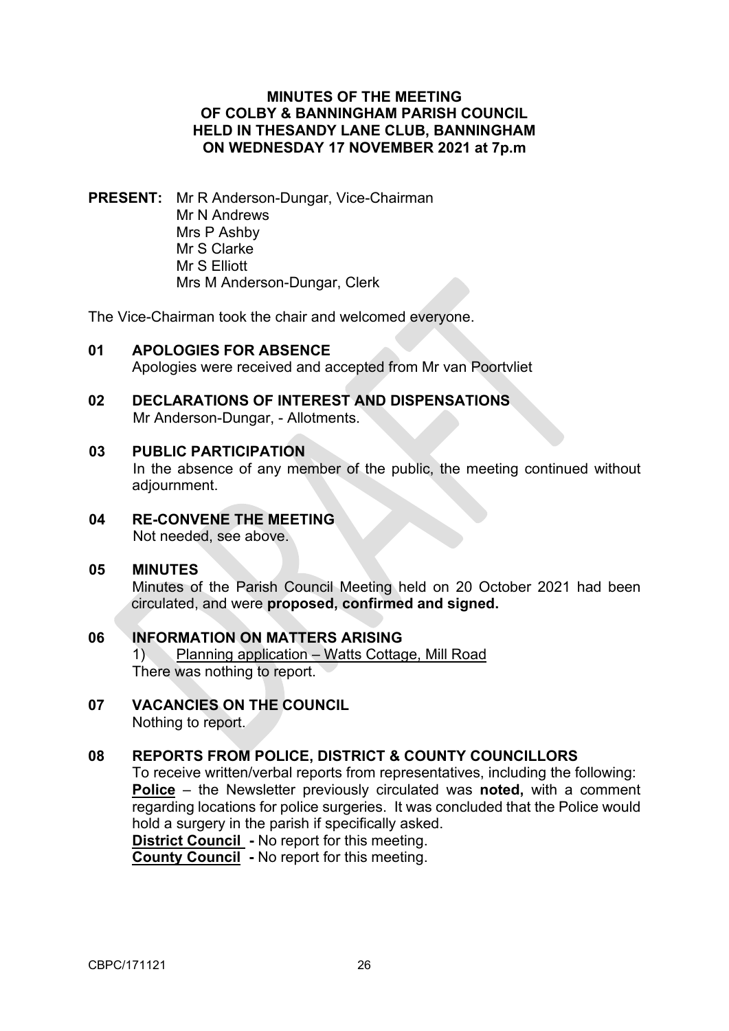# MINUTES OF THE MEETING OF COLBY & BANNINGHAM PARISH COUNCIL HELD IN THESANDY LANE CLUB, BANNINGHAM ON WEDNESDAY 17 NOVEMBER 2021 at 7p.m

**PRESENT:** Mr R Anderson-Dungar, Vice-Chairman
Mr N Andrews
Mrs P Ashby
Mr S Clarke
Mr S Elliott
Mrs M Anderson-Dungar, Clerk

The Vice-Chairman took the chair and welcomed everyone.

**01 APOLOGIES FOR ABSENCE**
Apologies were received and accepted from Mr van Poortvliet

**02 DECLARATIONS OF INTEREST AND DISPENSATIONS**
Mr Anderson-Dungar, - Allotments.

**03 PUBLIC PARTICIPATION**
In the absence of any member of the public, the meeting continued without adjournment.

**04 RE-CONVENE THE MEETING**
Not needed, see above.

**05 MINUTES**
Minutes of the Parish Council Meeting held on 20 October 2021 had been circulated, and were **proposed, confirmed and signed.**

**06 INFORMATION ON MATTERS ARISING**
1) Planning application – Watts Cottage, Mill Road
There was nothing to report.

**07 VACANCIES ON THE COUNCIL**
Nothing to report.

**08 REPORTS FROM POLICE, DISTRICT & COUNTY COUNCILLORS**
To receive written/verbal reports from representatives, including the following:
**Police** – the Newsletter previously circulated was **noted,** with a comment regarding locations for police surgeries. It was concluded that the Police would hold a surgery in the parish if specifically asked.
**District Council -** No report for this meeting.
**County Council -** No report for this meeting.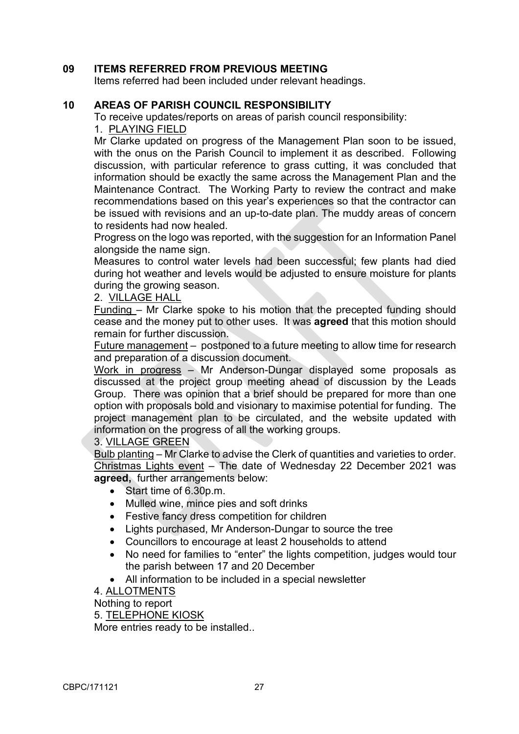## 09 ITEMS REFERRED FROM PREVIOUS MEETING

Items referred had been included under relevant headings.

## 10 AREAS OF PARISH COUNCIL RESPONSIBILITY

To receive updates/reports on areas of parish council responsibility:

1. PLAYING FIELD

Mr Clarke updated on progress of the Management Plan soon to be issued, with the onus on the Parish Council to implement it as described. Following discussion, with particular reference to grass cutting, it was concluded that information should be exactly the same across the Management Plan and the Maintenance Contract. The Working Party to review the contract and make recommendations based on this year's experiences so that the contractor can be issued with revisions and an up-to-date plan. The muddy areas of concern to residents had now healed.

Progress on the logo was reported, with the suggestion for an Information Panel alongside the name sign.

Measures to control water levels had been successful; few plants had died during hot weather and levels would be adjusted to ensure moisture for plants during the growing season.

2. VILLAGE HALL

Funding – Mr Clarke spoke to his motion that the precepted funding should cease and the money put to other uses. It was **agreed** that this motion should remain for further discussion.

Future management – postponed to a future meeting to allow time for research and preparation of a discussion document.

Work in progress – Mr Anderson-Dungar displayed some proposals as discussed at the project group meeting ahead of discussion by the Leads Group. There was opinion that a brief should be prepared for more than one option with proposals bold and visionary to maximise potential for funding. The project management plan to be circulated, and the website updated with information on the progress of all the working groups.

3. VILLAGE GREEN

Bulb planting – Mr Clarke to advise the Clerk of quantities and varieties to order.

Christmas Lights event – The date of Wednesday 22 December 2021 was **agreed**, further arrangements below:

- Start time of 6.30p.m.
- Mulled wine, mince pies and soft drinks
- Festive fancy dress competition for children
- Lights purchased, Mr Anderson-Dungar to source the tree
- Councillors to encourage at least 2 households to attend
- No need for families to "enter" the lights competition, judges would tour the parish between 17 and 20 December
- All information to be included in a special newsletter

4. ALLOTMENTS

Nothing to report

5. TELEPHONE KIOSK

More entries ready to be installed..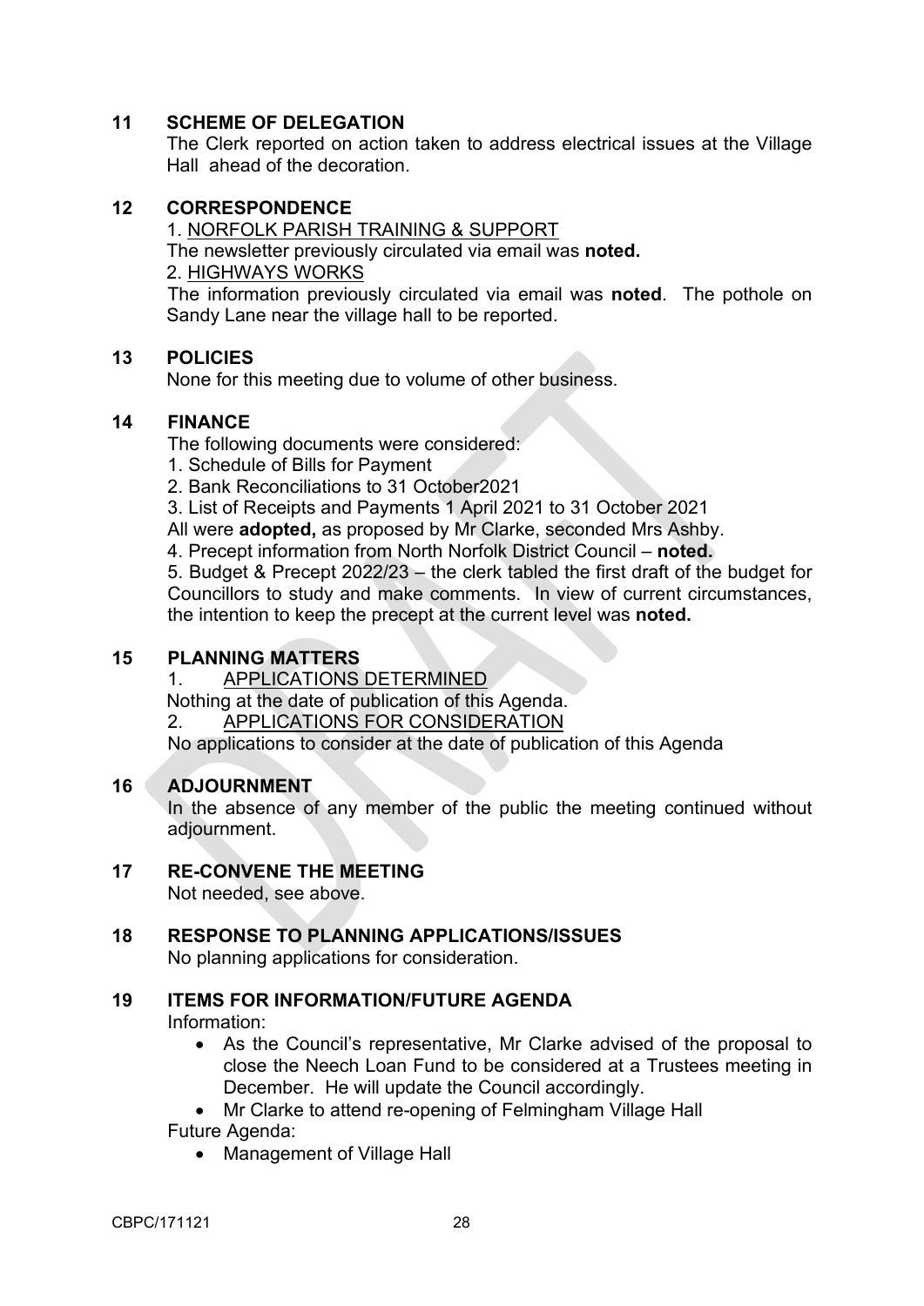## 11 SCHEME OF DELEGATION

The Clerk reported on action taken to address electrical issues at the Village Hall ahead of the decoration.

## 12 CORRESPONDENCE

1. NORFOLK PARISH TRAINING & SUPPORT

The newsletter previously circulated via email was **noted.**

2. HIGHWAYS WORKS

The information previously circulated via email was **noted**. The pothole on Sandy Lane near the village hall to be reported.

## 13 POLICIES

None for this meeting due to volume of other business.

## 14 FINANCE

The following documents were considered:

1. Schedule of Bills for Payment
2. Bank Reconciliations to 31 October2021
3. List of Receipts and Payments 1 April 2021 to 31 October 2021

All were **adopted,** as proposed by Mr Clarke, seconded Mrs Ashby.

4. Precept information from North Norfolk District Council – **noted.**
5. Budget & Precept 2022/23 – the clerk tabled the first draft of the budget for Councillors to study and make comments. In view of current circumstances, the intention to keep the precept at the current level was **noted.**

## 15 PLANNING MATTERS

1. APPLICATIONS DETERMINED

Nothing at the date of publication of this Agenda.

2. APPLICATIONS FOR CONSIDERATION

No applications to consider at the date of publication of this Agenda

## 16 ADJOURNMENT

In the absence of any member of the public the meeting continued without adjournment.

## 17 RE-CONVENE THE MEETING

Not needed, see above.

## 18 RESPONSE TO PLANNING APPLICATIONS/ISSUES

No planning applications for consideration.

## 19 ITEMS FOR INFORMATION/FUTURE AGENDA

Information:

- As the Council's representative, Mr Clarke advised of the proposal to close the Neech Loan Fund to be considered at a Trustees meeting in December. He will update the Council accordingly.
- Mr Clarke to attend re-opening of Felmingham Village Hall

Future Agenda:

- Management of Village Hall

CBPC/171121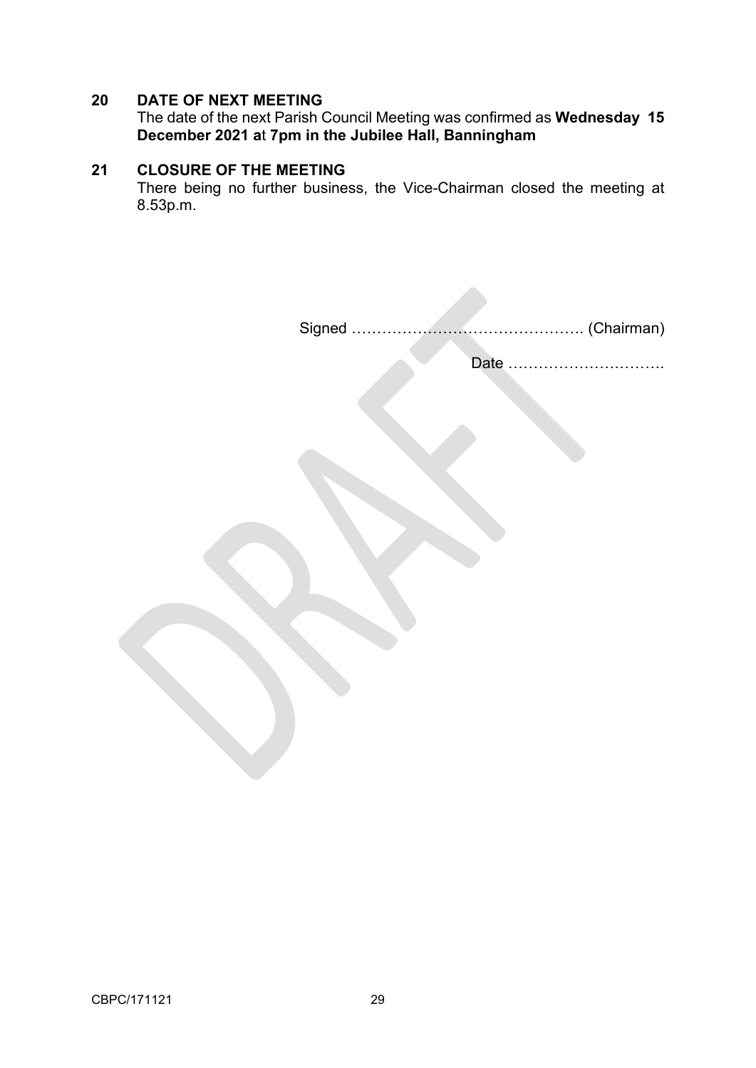## 20 DATE OF NEXT MEETING

The date of the next Parish Council Meeting was confirmed as **Wednesday 15 December 2021 at 7pm in the Jubilee Hall, Banningham**

## 21 CLOSURE OF THE MEETING

There being no further business, the Vice-Chairman closed the meeting at 8.53p.m.

Signed ………………………………………. (Chairman)

Date ………………………….

DRAFT